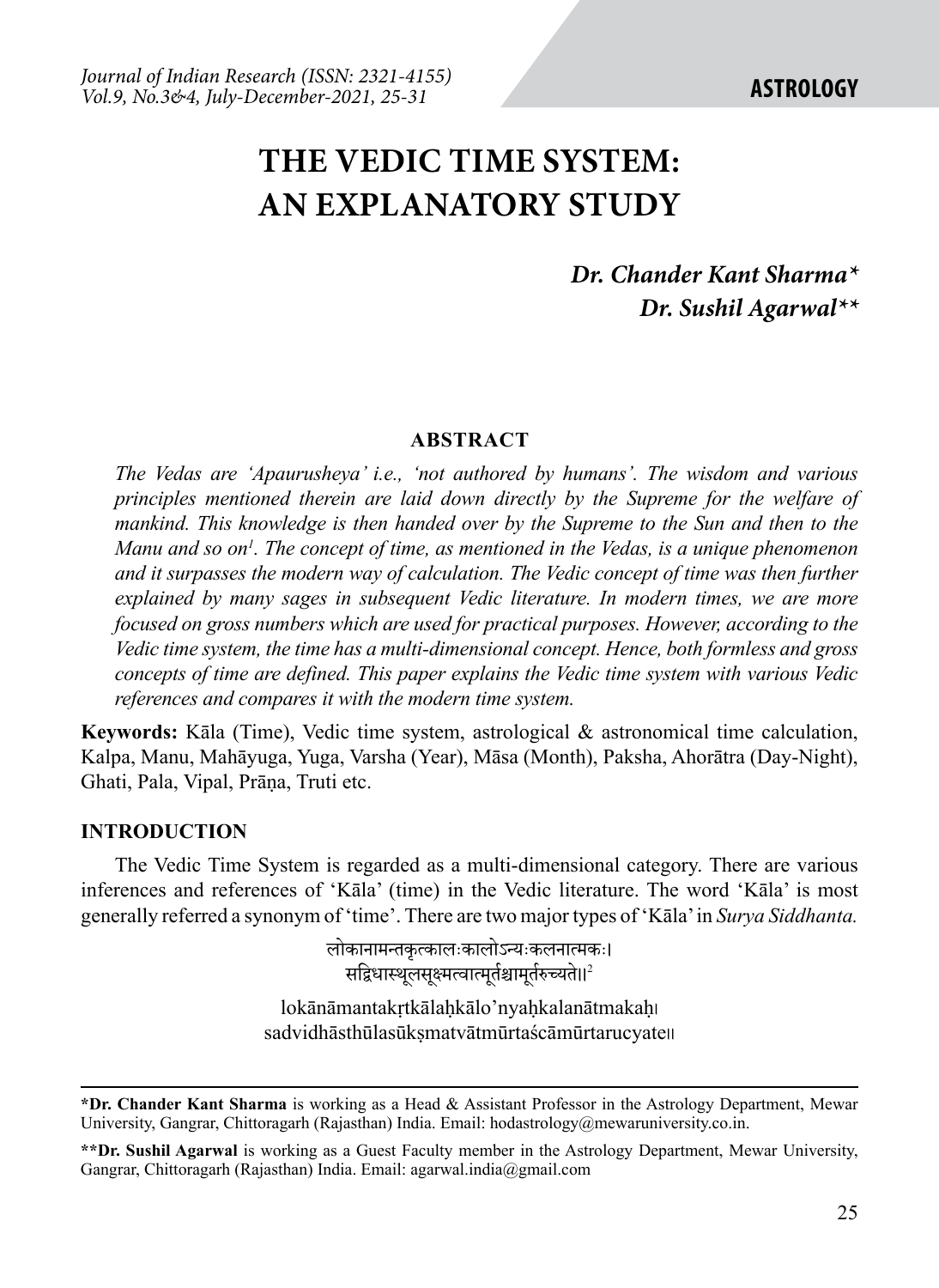ASTROLOGY

# THE VEDIC TIME SYSTEM: AN EXPLANATORY STUDY

***Dr. Chander Kant Sharma****
***Dr. Sushil Agarwal*****

## ABSTRACT

*The Vedas are 'Apaurusheya' i.e., 'not authored by humans'. The wisdom and various principles mentioned therein are laid down directly by the Supreme for the welfare of mankind. This knowledge is then handed over by the Supreme to the Sun and then to the Manu and so on[1]. The concept of time, as mentioned in the Vedas, is a unique phenomenon and it surpasses the modern way of calculation. The Vedic concept of time was then further explained by many sages in subsequent Vedic literature. In modern times, we are more focused on gross numbers which are used for practical purposes. However, according to the Vedic time system, the time has a multi-dimensional concept. Hence, both formless and gross concepts of time are defined. This paper explains the Vedic time system with various Vedic references and compares it with the modern time system.*

**Keywords:** Kāla (Time), Vedic time system, astrological & astronomical time calculation, Kalpa, Manu, Mahāyuga, Yuga, Varsha (Year), Māsa (Month), Paksha, Ahorātra (Day-Night), Ghati, Pala, Vipal, Prāṇa, Truti etc.

## INTRODUCTION

The Vedic Time System is regarded as a multi-dimensional category. There are various inferences and references of 'Kāla' (time) in the Vedic literature. The word 'Kāla' is most generally referred a synonym of 'time'. There are two major types of 'Kāla' in *Surya Siddhanta.*

लोकानामन्तकृत्कालःकालोऽन्यःकलनात्मकः।
सद्विधास्थूलसूक्ष्मत्वात्मूर्तश्चामूर्तरुच्यते॥[2]

lokānāmantakṛtkālaḥkālo'nyaḥkalanātmakaḥ।
sadvidhāsthūlasūkṣmatvātmūrtaścāmūrtarucyate॥

---

***Dr. Chander Kant Sharma** is working as a Head & Assistant Professor in the Astrology Department, Mewar University, Gangrar, Chittoragarh (Rajasthan) India. Email: hodastrology@mewaruniversity.co.in.

****Dr. Sushil Agarwal** is working as a Guest Faculty member in the Astrology Department, Mewar University, Gangrar, Chittoragarh (Rajasthan) India. Email: agarwal.india@gmail.com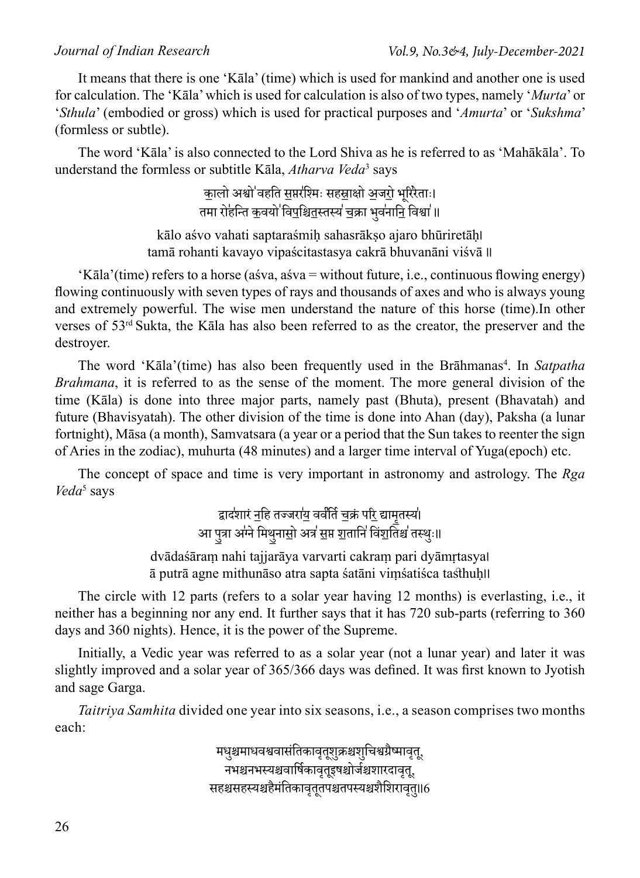It means that there is one 'Kāla' (time) which is used for mankind and another one is used for calculation. The 'Kāla' which is used for calculation is also of two types, namely '*Murta*' or '*Sthula*' (embodied or gross) which is used for practical purposes and '*Amurta*' or '*Sukshma*' (formless or subtle).

The word 'Kāla' is also connected to the Lord Shiva as he is referred to as 'Mahākāla'. To understand the formless or subtitle Kāla, *Atharva Veda*[3] says

कालो अश्वो वहति सप्तरश्मिः सहस्राक्षो अजरो भूरिरेताः।
तमा रोहन्ति कवयो विपश्चितस्तस्य चक्रा भुवनानि विश्वा ॥

kālo aśvo vahati saptaraśmiḥ sahasrākṣo ajaro bhūriretāḥ।
tamā rohanti kavayo vipaścitastasya cakrā bhuvanāni viśvā ॥

'Kāla'(time) refers to a horse (aśva, aśva = without future, i.e., continuous flowing energy) flowing continuously with seven types of rays and thousands of axes and who is always young and extremely powerful. The wise men understand the nature of this horse (time).In other verses of 53rd Sukta, the Kāla has also been referred to as the creator, the preserver and the destroyer.

The word 'Kāla'(time) has also been frequently used in the Brāhmanas[4]. In *Satpatha Brahmana*, it is referred to as the sense of the moment. The more general division of the time (Kāla) is done into three major parts, namely past (Bhuta), present (Bhavatah) and future (Bhavisyatah). The other division of the time is done into Ahan (day), Paksha (a lunar fortnight), Māsa (a month), Samvatsara (a year or a period that the Sun takes to reenter the sign of Aries in the zodiac), muhurta (48 minutes) and a larger time interval of Yuga(epoch) etc.

The concept of space and time is very important in astronomy and astrology. The *Rga Veda*[5] says

द्वादशारं नहि तज्जराय वर्वर्ति चक्रं परि द्यामृतस्य।
आ पुत्रा अग्ने मिथुनासो अत्र सप्त शतानि विंशतिश्च तस्थुः॥

dvādaśāraṃ nahi tajjarāya varvarti cakraṃ pari dyāmṛtasya।
ā putrā agne mithunāso atra sapta śatāni viṃśatiśca tasthuḥ॥

The circle with 12 parts (refers to a solar year having 12 months) is everlasting, i.e., it neither has a beginning nor any end. It further says that it has 720 sub-parts (referring to 360 days and 360 nights). Hence, it is the power of the Supreme.

Initially, a Vedic year was referred to as a solar year (not a lunar year) and later it was slightly improved and a solar year of 365/366 days was defined. It was first known to Jyotish and sage Garga.

*Taitriya Samhita* divided one year into six seasons, i.e., a season comprises two months each:

मधुश्चमाधवश्चवासंतिकावृतूशुक्रश्चशुचिश्चग्रैष्मावृतू,
नभश्चनभस्यश्चवार्षिकावृतूइषश्चोर्जश्चशारदावृतू,
सहश्चसहस्यश्चहैमंतिकावृतूतपश्चतपस्यश्चशैशिरावृतु॥6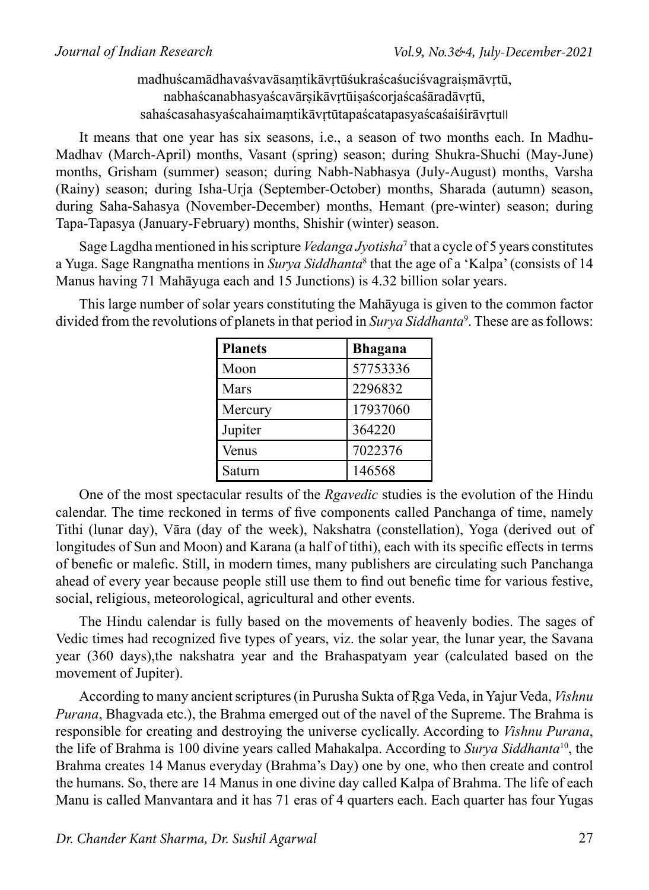madhuścamādhavaśvavāsaṃtikāvṛtūśukraścaśuciśvagraiṣmāvṛtū,
nabhaścanabhasyaścavārṣikāvṛtūiṣaścorjaścaśāradāvṛtū,
sahaścasahasyaścahaimaṃtikāvṛtūtapaścatapasyaścaśaiśirāvṛtu॥

It means that one year has six seasons, i.e., a season of two months each. In Madhu-Madhav (March-April) months, Vasant (spring) season; during Shukra-Shuchi (May-June) months, Grisham (summer) season; during Nabh-Nabhasya (July-August) months, Varsha (Rainy) season; during Isha-Urja (September-October) months, Sharada (autumn) season, during Saha-Sahasya (November-December) months, Hemant (pre-winter) season; during Tapa-Tapasya (January-February) months, Shishir (winter) season.

Sage Lagdha mentioned in his scripture *Vedanga Jyotisha*[7] that a cycle of 5 years constitutes a Yuga. Sage Rangnatha mentions in *Surya Siddhanta*[8] that the age of a 'Kalpa' (consists of 14 Manus having 71 Mahāyuga each and 15 Junctions) is 4.32 billion solar years.

This large number of solar years constituting the Mahāyuga is given to the common factor divided from the revolutions of planets in that period in *Surya Siddhanta*[9]. These are as follows:

| **Planets** | **Bhagana** |
|---|---|
| Moon | 57753336 |
| Mars | 2296832 |
| Mercury | 17937060 |
| Jupiter | 364220 |
| Venus | 7022376 |
| Saturn | 146568 |

One of the most spectacular results of the *Rgavedic* studies is the evolution of the Hindu calendar. The time reckoned in terms of five components called Panchanga of time, namely Tithi (lunar day), Vāra (day of the week), Nakshatra (constellation), Yoga (derived out of longitudes of Sun and Moon) and Karana (a half of tithi), each with its specific effects in terms of benefic or malefic. Still, in modern times, many publishers are circulating such Panchanga ahead of every year because people still use them to find out benefic time for various festive, social, religious, meteorological, agricultural and other events.

The Hindu calendar is fully based on the movements of heavenly bodies. The sages of Vedic times had recognized five types of years, viz. the solar year, the lunar year, the Savana year (360 days),the nakshatra year and the Brahaspatyam year (calculated based on the movement of Jupiter).

According to many ancient scriptures (in Purusha Sukta of Ṛga Veda, in Yajur Veda, *Vishnu Purana*, Bhagvada etc.), the Brahma emerged out of the navel of the Supreme. The Brahma is responsible for creating and destroying the universe cyclically. According to *Vishnu Purana*, the life of Brahma is 100 divine years called Mahakalpa. According to *Surya Siddhanta*[10], the Brahma creates 14 Manus everyday (Brahma's Day) one by one, who then create and control the humans. So, there are 14 Manus in one divine day called Kalpa of Brahma. The life of each Manu is called Manvantara and it has 71 eras of 4 quarters each. Each quarter has four Yugas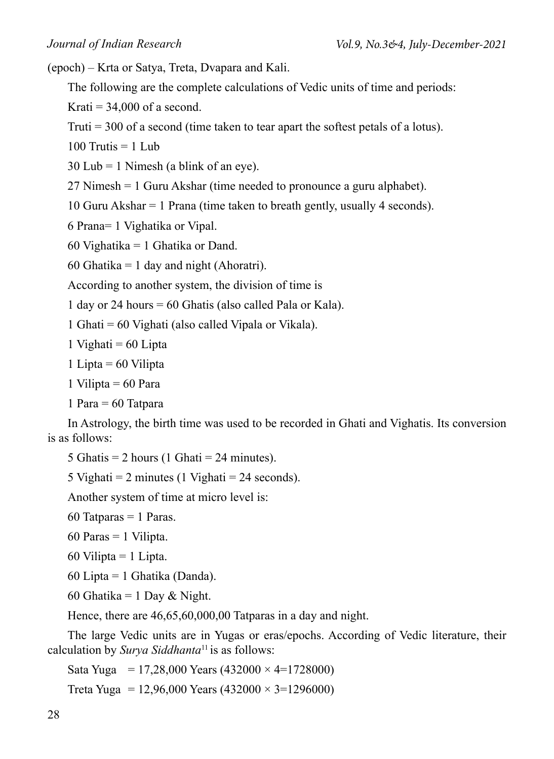(epoch) – Krta or Satya, Treta, Dvapara and Kali.

The following are the complete calculations of Vedic units of time and periods:

Krati = 34,000 of a second.

Truti = 300 of a second (time taken to tear apart the softest petals of a lotus).

100 Trutis = 1 Lub

30 Lub = 1 Nimesh (a blink of an eye).

27 Nimesh = 1 Guru Akshar (time needed to pronounce a guru alphabet).

10 Guru Akshar = 1 Prana (time taken to breath gently, usually 4 seconds).

6 Prana= 1 Vighatika or Vipal.

60 Vighatika = 1 Ghatika or Dand.

60 Ghatika = 1 day and night (Ahoratri).

According to another system, the division of time is

1 day or 24 hours = 60 Ghatis (also called Pala or Kala).

1 Ghati = 60 Vighati (also called Vipala or Vikala).

1 Vighati = 60 Lipta

1 Lipta = 60 Vilipta

1 Vilipta = 60 Para

1 Para = 60 Tatpara

In Astrology, the birth time was used to be recorded in Ghati and Vighatis. Its conversion is as follows:

5 Ghatis = 2 hours (1 Ghati = 24 minutes).

5 Vighati = 2 minutes (1 Vighati = 24 seconds).

Another system of time at micro level is:

60 Tatparas = 1 Paras.

60 Paras = 1 Vilipta.

60 Vilipta = 1 Lipta.

60 Lipta = 1 Ghatika (Danda).

60 Ghatika = 1 Day & Night.

Hence, there are 46,65,60,000,00 Tatparas in a day and night.

The large Vedic units are in Yugas or eras/epochs. According of Vedic literature, their calculation by *Surya Siddhanta*[11] is as follows:

Sata Yuga = 17,28,000 Years (432000 × 4=1728000)

Treta Yuga = 12,96,000 Years (432000 × 3=1296000)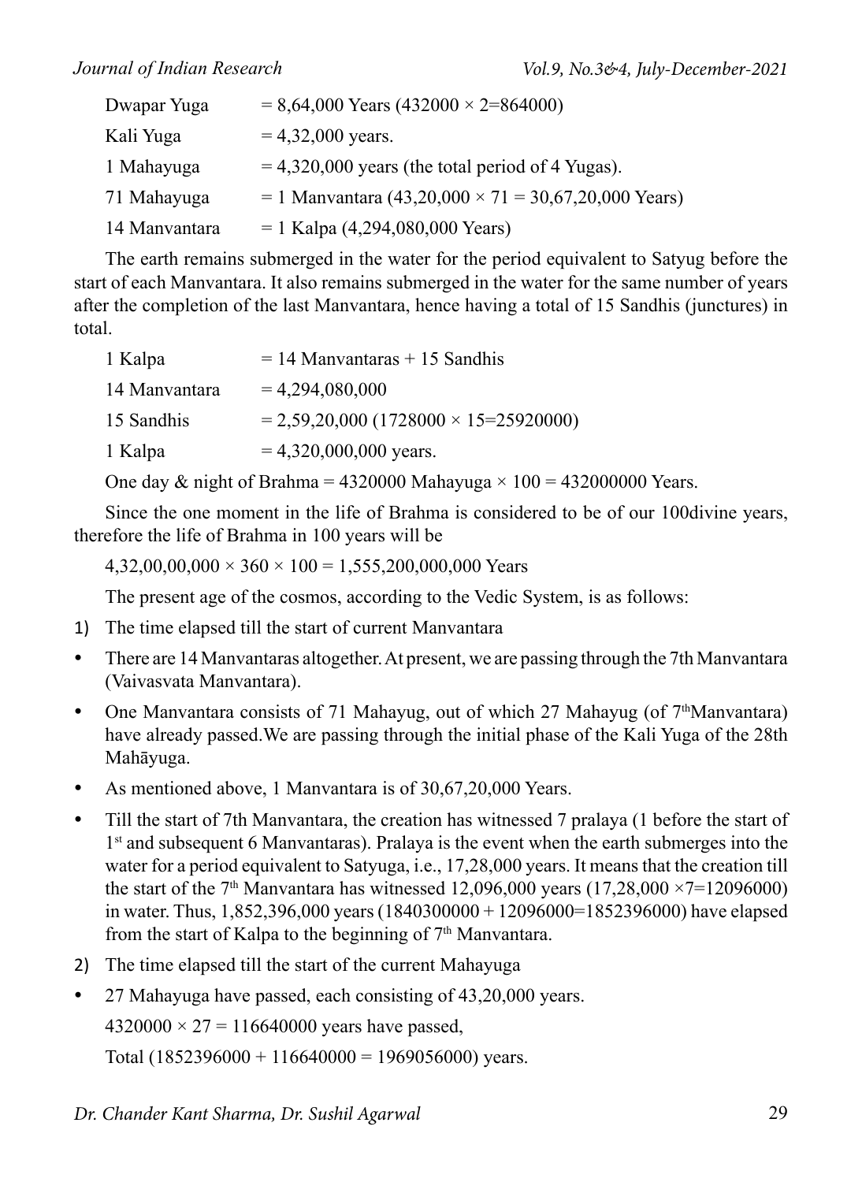| | |
|---|---|
| Dwapar Yuga | = 8,64,000 Years (432000 × 2=864000) |
| Kali Yuga | = 4,32,000 years. |
| 1 Mahayuga | = 4,320,000 years (the total period of 4 Yugas). |
| 71 Mahayuga | = 1 Manvantara (43,20,000 × 71 = 30,67,20,000 Years) |
| 14 Manvantara | = 1 Kalpa (4,294,080,000 Years) |

The earth remains submerged in the water for the period equivalent to Satyug before the start of each Manvantara. It also remains submerged in the water for the same number of years after the completion of the last Manvantara, hence having a total of 15 Sandhis (junctures) in total.

| | |
|---|---|
| 1 Kalpa | = 14 Manvantaras + 15 Sandhis |
| 14 Manvantara | = 4,294,080,000 |
| 15 Sandhis | = 2,59,20,000 (1728000 × 15=25920000) |
| 1 Kalpa | = 4,320,000,000 years. |

One day & night of Brahma = 4320000 Mahayuga × 100 = 432000000 Years.

Since the one moment in the life of Brahma is considered to be of our 100divine years, therefore the life of Brahma in 100 years will be

4,32,00,00,000 × 360 × 100 = 1,555,200,000,000 Years

The present age of the cosmos, according to the Vedic System, is as follows:

1) The time elapsed till the start of current Manvantara

- There are 14 Manvantaras altogether. At present, we are passing through the 7th Manvantara (Vaivasvata Manvantara).
- One Manvantara consists of 71 Mahayug, out of which 27 Mahayug (of 7thManvantara) have already passed.We are passing through the initial phase of the Kali Yuga of the 28th Mahāyuga.
- As mentioned above, 1 Manvantara is of 30,67,20,000 Years.
- Till the start of 7th Manvantara, the creation has witnessed 7 pralaya (1 before the start of 1st and subsequent 6 Manvantaras). Pralaya is the event when the earth submerges into the water for a period equivalent to Satyuga, i.e., 17,28,000 years. It means that the creation till the start of the 7th Manvantara has witnessed 12,096,000 years (17,28,000 ×7=12096000) in water. Thus, 1,852,396,000 years (1840300000 + 12096000=1852396000) have elapsed from the start of Kalpa to the beginning of 7th Manvantara.

2) The time elapsed till the start of the current Mahayuga

- 27 Mahayuga have passed, each consisting of 43,20,000 years.

  4320000 × 27 = 116640000 years have passed,

  Total (1852396000 + 116640000 = 1969056000) years.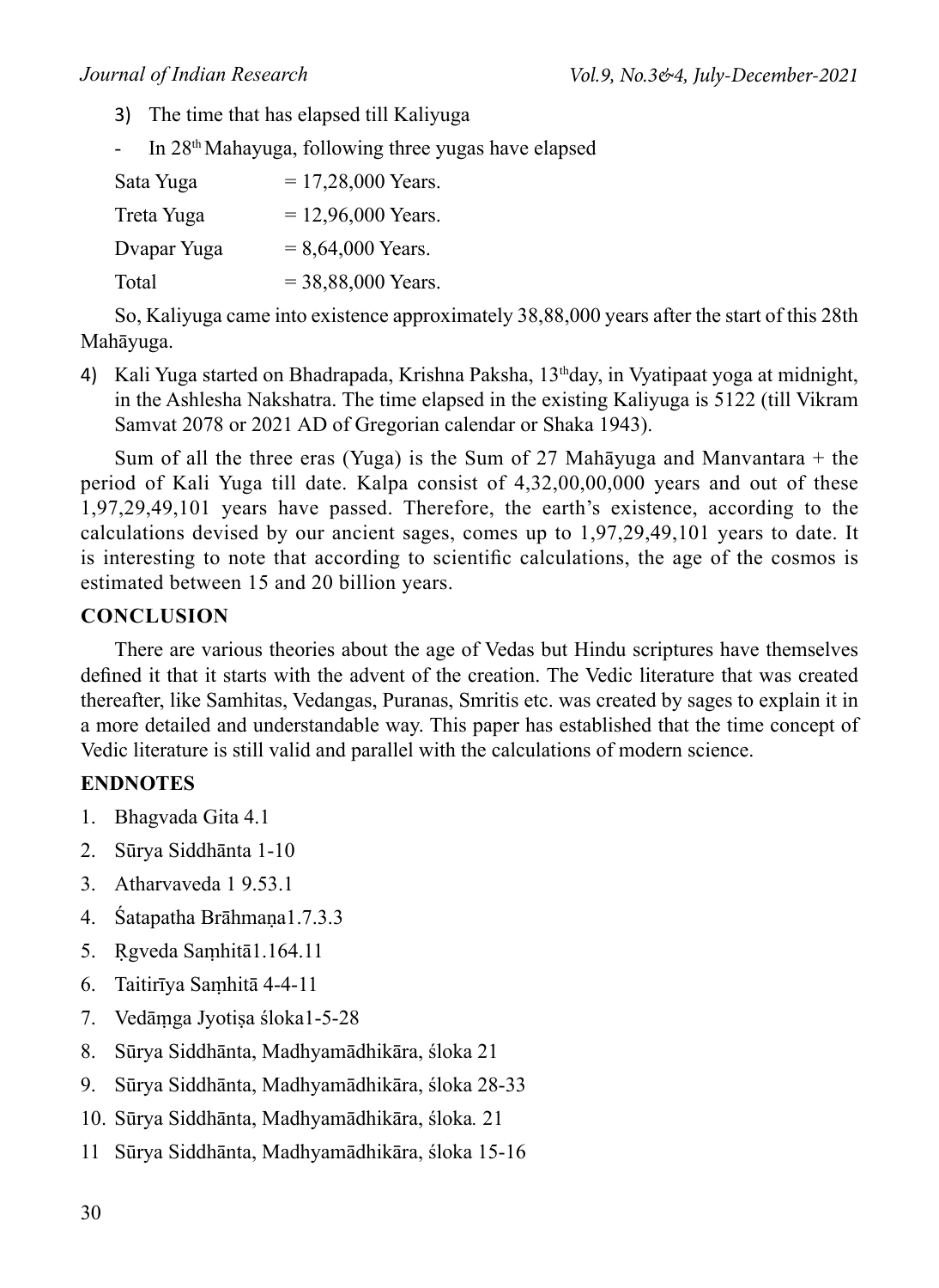3) The time that has elapsed till Kaliyuga

- In 28th Mahayuga, following three yugas have elapsed

| | |
|---|---|
| Sata Yuga | = 17,28,000 Years. |
| Treta Yuga | = 12,96,000 Years. |
| Dvapar Yuga | = 8,64,000 Years. |
| Total | = 38,88,000 Years. |

So, Kaliyuga came into existence approximately 38,88,000 years after the start of this 28th Mahāyuga.

4) Kali Yuga started on Bhadrapada, Krishna Paksha, 13th day, in Vyatipaat yoga at midnight, in the Ashlesha Nakshatra. The time elapsed in the existing Kaliyuga is 5122 (till Vikram Samvat 2078 or 2021 AD of Gregorian calendar or Shaka 1943).

Sum of all the three eras (Yuga) is the Sum of 27 Mahāyuga and Manvantara + the period of Kali Yuga till date. Kalpa consist of 4,32,00,00,000 years and out of these 1,97,29,49,101 years have passed. Therefore, the earth's existence, according to the calculations devised by our ancient sages, comes up to 1,97,29,49,101 years to date. It is interesting to note that according to scientific calculations, the age of the cosmos is estimated between 15 and 20 billion years.

## CONCLUSION

There are various theories about the age of Vedas but Hindu scriptures have themselves defined it that it starts with the advent of the creation. The Vedic literature that was created thereafter, like Samhitas, Vedangas, Puranas, Smritis etc. was created by sages to explain it in a more detailed and understandable way. This paper has established that the time concept of Vedic literature is still valid and parallel with the calculations of modern science.

## ENDNOTES

1. Bhagvada Gita 4.1
2. Sūrya Siddhānta 1-10
3. Atharvaveda 1 9.53.1
4. Śatapatha Brāhmaṇa1.7.3.3
5. Ṛgveda Saṃhitā1.164.11
6. Taitirīya Saṃhitā 4-4-11
7. Vedāṃga Jyotiṣa śloka1-5-28
8. Sūrya Siddhānta, Madhyamādhikāra, śloka 21
9. Sūrya Siddhānta, Madhyamādhikāra, śloka 28-33
10. Sūrya Siddhānta, Madhyamādhikāra, śloka. 21
11. Sūrya Siddhānta, Madhyamādhikāra, śloka 15-16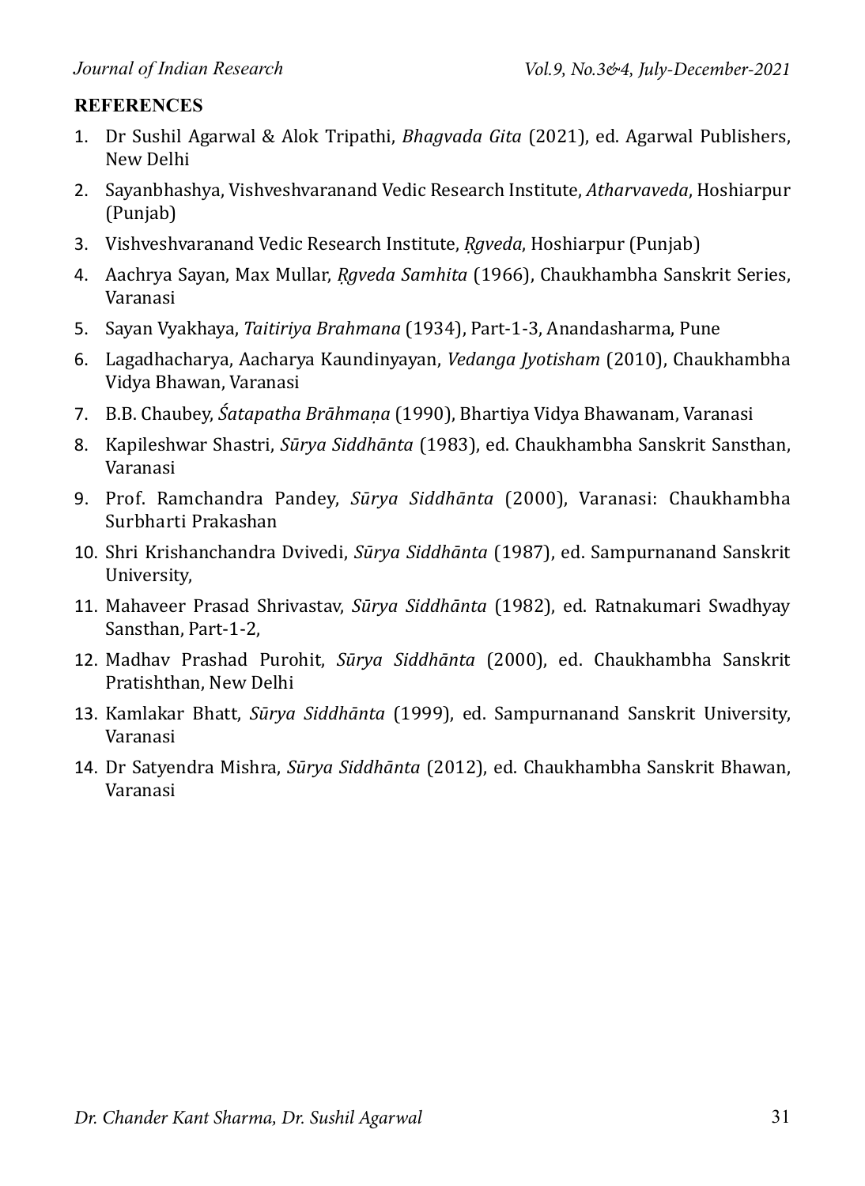**REFERENCES**

1. Dr Sushil Agarwal & Alok Tripathi, *Bhagvada Gita* (2021), ed. Agarwal Publishers, New Delhi
2. Sayanbhashya, Vishveshvaranand Vedic Research Institute, *Atharvaveda*, Hoshiarpur (Punjab)
3. Vishveshvaranand Vedic Research Institute, *Ṛgveda*, Hoshiarpur (Punjab)
4. Aachrya Sayan, Max Mullar, *Ṛgveda Samhita* (1966), Chaukhambha Sanskrit Series, Varanasi
5. Sayan Vyakhaya, *Taitiriya Brahmana* (1934), Part-1-3, Anandasharma, Pune
6. Lagadhacharya, Aacharya Kaundinyayan, *Vedanga Jyotisham* (2010), Chaukhambha Vidya Bhawan, Varanasi
7. B.B. Chaubey, *Śatapatha Brāhmaṇa* (1990), Bhartiya Vidya Bhawanam, Varanasi
8. Kapileshwar Shastri, *Sūrya Siddhānta* (1983), ed. Chaukhambha Sanskrit Sansthan, Varanasi
9. Prof. Ramchandra Pandey, *Sūrya Siddhānta* (2000), Varanasi: Chaukhambha Surbharti Prakashan
10. Shri Krishanchandra Dvivedi, *Sūrya Siddhānta* (1987), ed. Sampurnanand Sanskrit University,
11. Mahaveer Prasad Shrivastav, *Sūrya Siddhānta* (1982), ed. Ratnakumari Swadhyay Sansthan, Part-1-2,
12. Madhav Prashad Purohit, *Sūrya Siddhānta* (2000), ed. Chaukhambha Sanskrit Pratishthan, New Delhi
13. Kamlakar Bhatt, *Sūrya Siddhānta* (1999), ed. Sampurnanand Sanskrit University, Varanasi
14. Dr Satyendra Mishra, *Sūrya Siddhānta* (2012), ed. Chaukhambha Sanskrit Bhawan, Varanasi